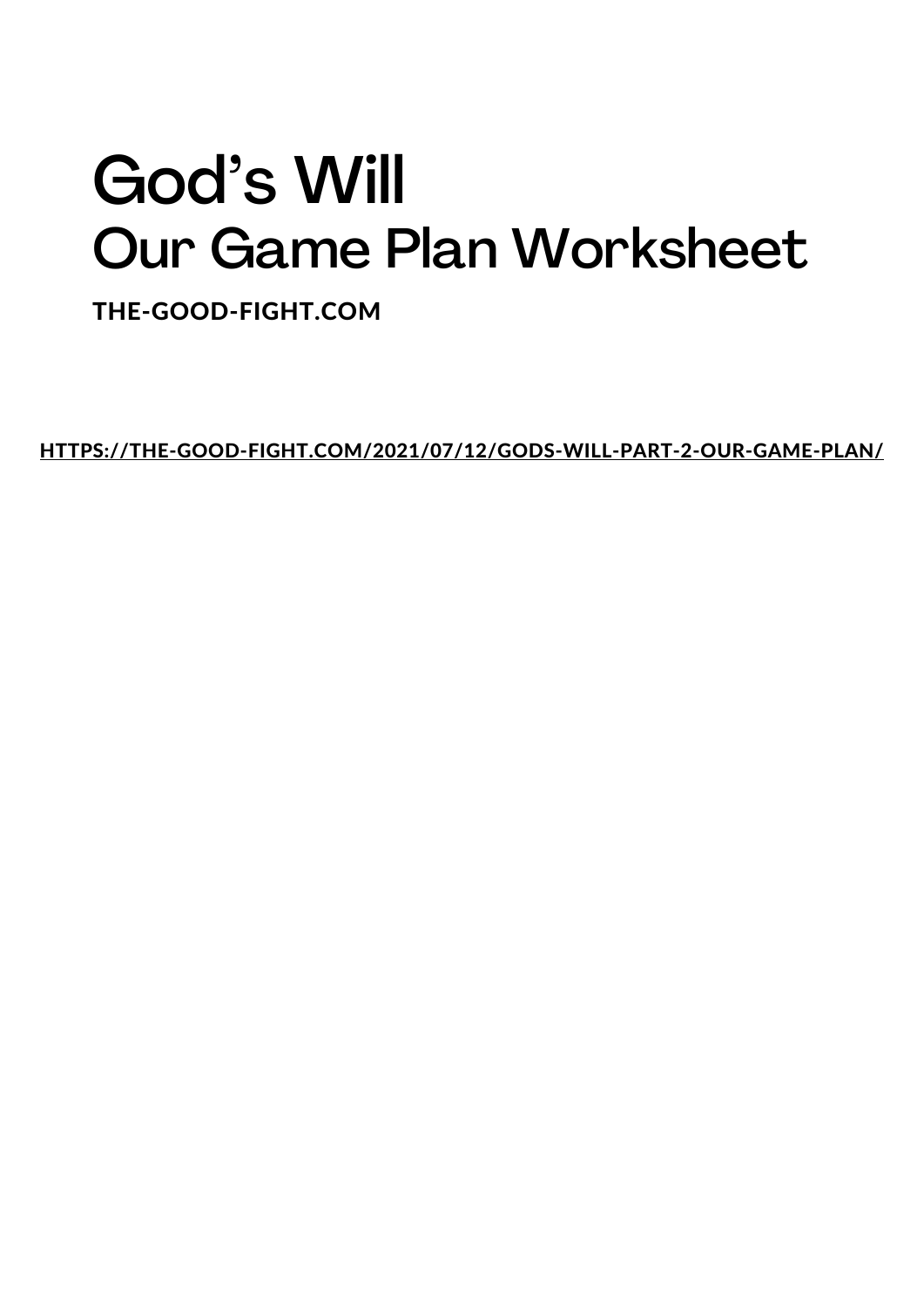# God's Will
## Our Game Plan Worksheet

**THE-GOOD-FIGHT.COM**

**HTTPS://THE-GOOD-FIGHT.COM/2021/07/12/GODS-WILL-PART-2-OUR-GAME-PLAN/**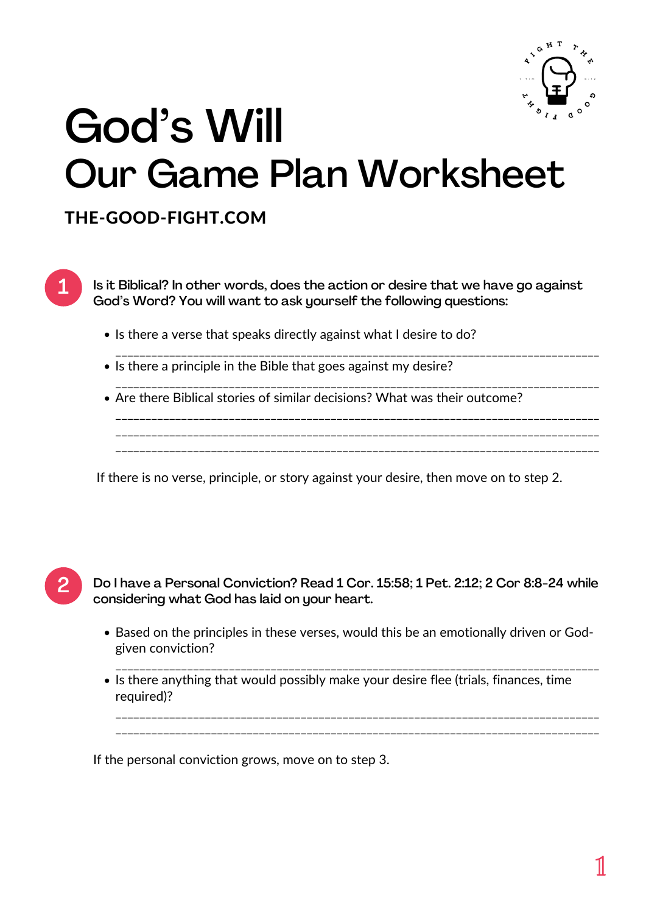# God's Will
# Our Game Plan Worksheet

**THE-GOOD-FIGHT.COM**

**1** **Is it Biblical? In other words, does the action or desire that we have go against God's Word? You will want to ask yourself the following questions:**

- Is there a verse that speaks directly against what I desire to do?

  ______________________________________________________________________________
- Is there a principle in the Bible that goes against my desire?

  ______________________________________________________________________________
- Are there Biblical stories of similar decisions? What was their outcome?

  ______________________________________________________________________________
  ______________________________________________________________________________
  ______________________________________________________________________________

If there is no verse, principle, or story against your desire, then move on to step 2.

**2** **Do I have a Personal Conviction? Read 1 Cor. 15:58; 1 Pet. 2:12; 2 Cor 8:8-24 while considering what God has laid on your heart.**

- Based on the principles in these verses, would this be an emotionally driven or God-given conviction?

  ______________________________________________________________________________
- Is there anything that would possibly make your desire flee (trials, finances, time required)?

  ______________________________________________________________________________
  ______________________________________________________________________________

If the personal conviction grows, move on to step 3.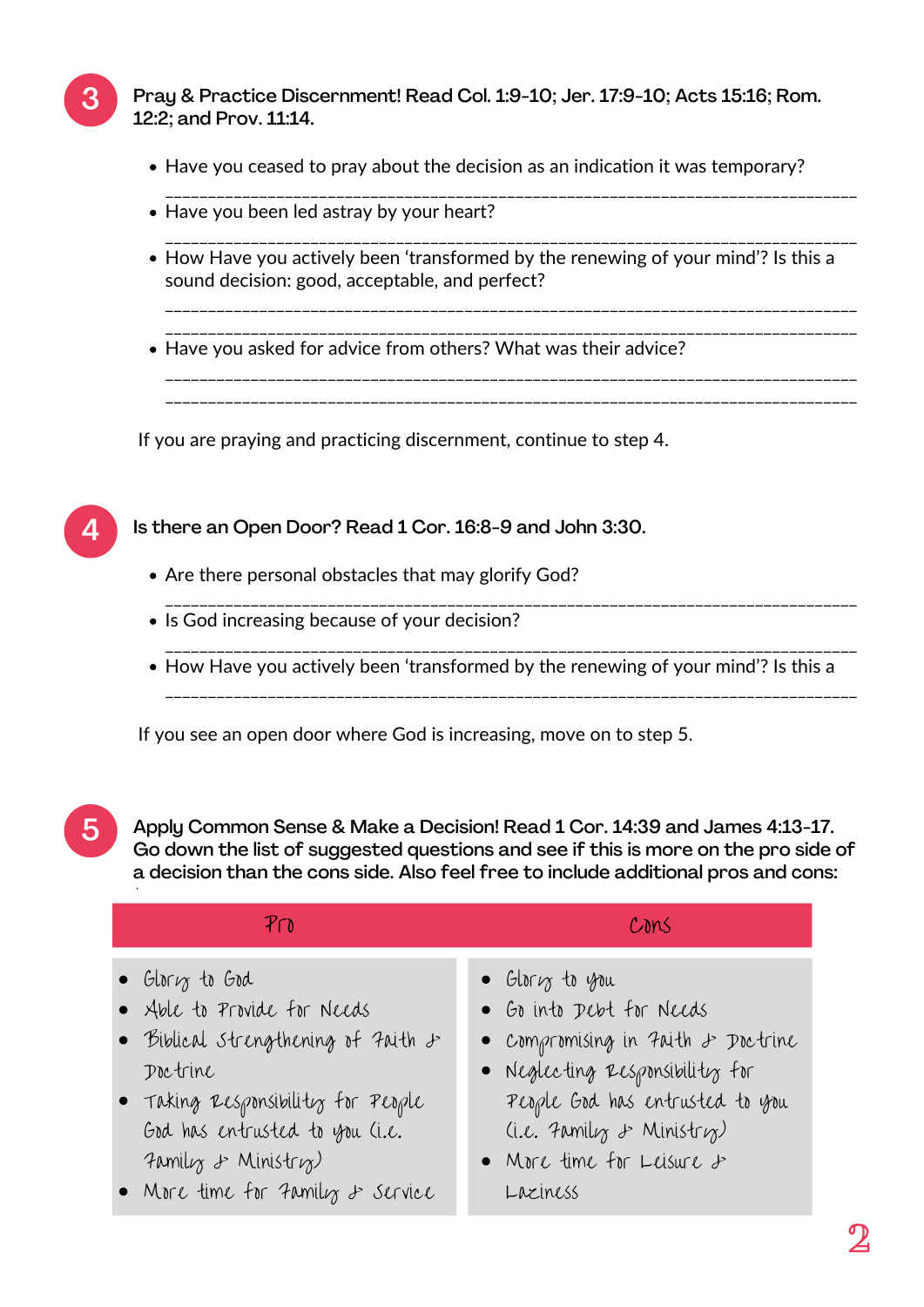## 3 Pray & Practice Discernment! Read Col. 1:9-10; Jer. 17:9-10; Acts 15:16; Rom. 12:2; and Prov. 11:14.

- Have you ceased to pray about the decision as an indication it was temporary?

  ____________________________________________________________________________

- Have you been led astray by your heart?

  ____________________________________________________________________________

- How Have you actively been 'transformed by the renewing of your mind'? Is this a sound decision: good, acceptable, and perfect?

  ____________________________________________________________________________
  ____________________________________________________________________________

- Have you asked for advice from others? What was their advice?

  ____________________________________________________________________________
  ____________________________________________________________________________

If you are praying and practicing discernment, continue to step 4.

## 4 Is there an Open Door? Read 1 Cor. 16:8-9 and John 3:30.

- Are there personal obstacles that may glorify God?

  ____________________________________________________________________________

- Is God increasing because of your decision?

  ____________________________________________________________________________

- How Have you actively been 'transformed by the renewing of your mind'? Is this a

  ____________________________________________________________________________

If you see an open door where God is increasing, move on to step 5.

## 5 Apply Common Sense & Make a Decision! Read 1 Cor. 14:39 and James 4:13-17. Go down the list of suggested questions and see if this is more on the pro side of a decision than the cons side. Also feel free to include additional pros and cons:

| Pro | Cons |
| --- | --- |
| • Glory to God<br>• Able to Provide for Needs<br>• Biblical Strengthening of Faith & Doctrine<br>• Taking Responsibility for People God has entrusted to you (i.e. Family & Ministry)<br>• More time for Family & Service | • Glory to you<br>• Go into Debt for Needs<br>• Compromising in Faith & Doctrine<br>• Neglecting Responsibility for People God has entrusted to you (i.e. Family & Ministry)<br>• More time for Leisure & Laziness |